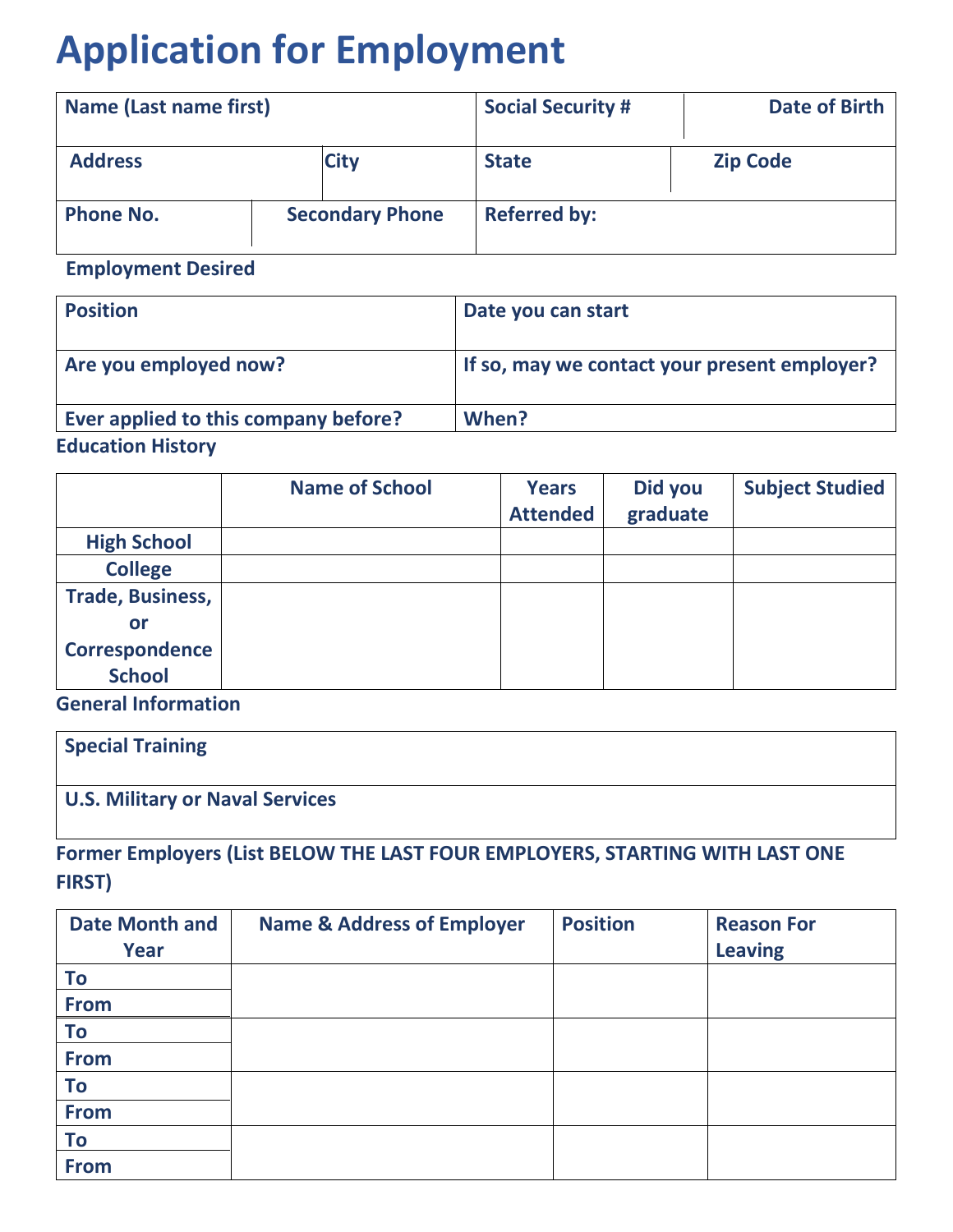# Application for Employment

| Name (Last name first) | | Social Security # | Date of Birth |
|---|---|---|---|
| **Address** | **City** | **State** | **Zip Code** |
| **Phone No.** | **Secondary Phone** | **Referred by:** | |

**Employment Desired**

| Position | Date you can start |
|---|---|
| **Are you employed now?** | **If so, may we contact your present employer?** |
| **Ever applied to this company before?** | **When?** |

**Education History**

| | Name of School | Years Attended | Did you graduate | Subject Studied |
|---|---|---|---|---|
| **High School** | | | | |
| **College** | | | | |
| **Trade, Business, or Correspondence School** | | | | |

**General Information**

| Special Training |
|---|
| **U.S. Military or Naval Services** |

**Former Employers (List BELOW THE LAST FOUR EMPLOYERS, STARTING WITH LAST ONE FIRST)**

| Date Month and Year | Name & Address of Employer | Position | Reason For Leaving |
|---|---|---|---|
| To<br>From | | | |
| To<br>From | | | |
| To<br>From | | | |
| To<br>From | | | |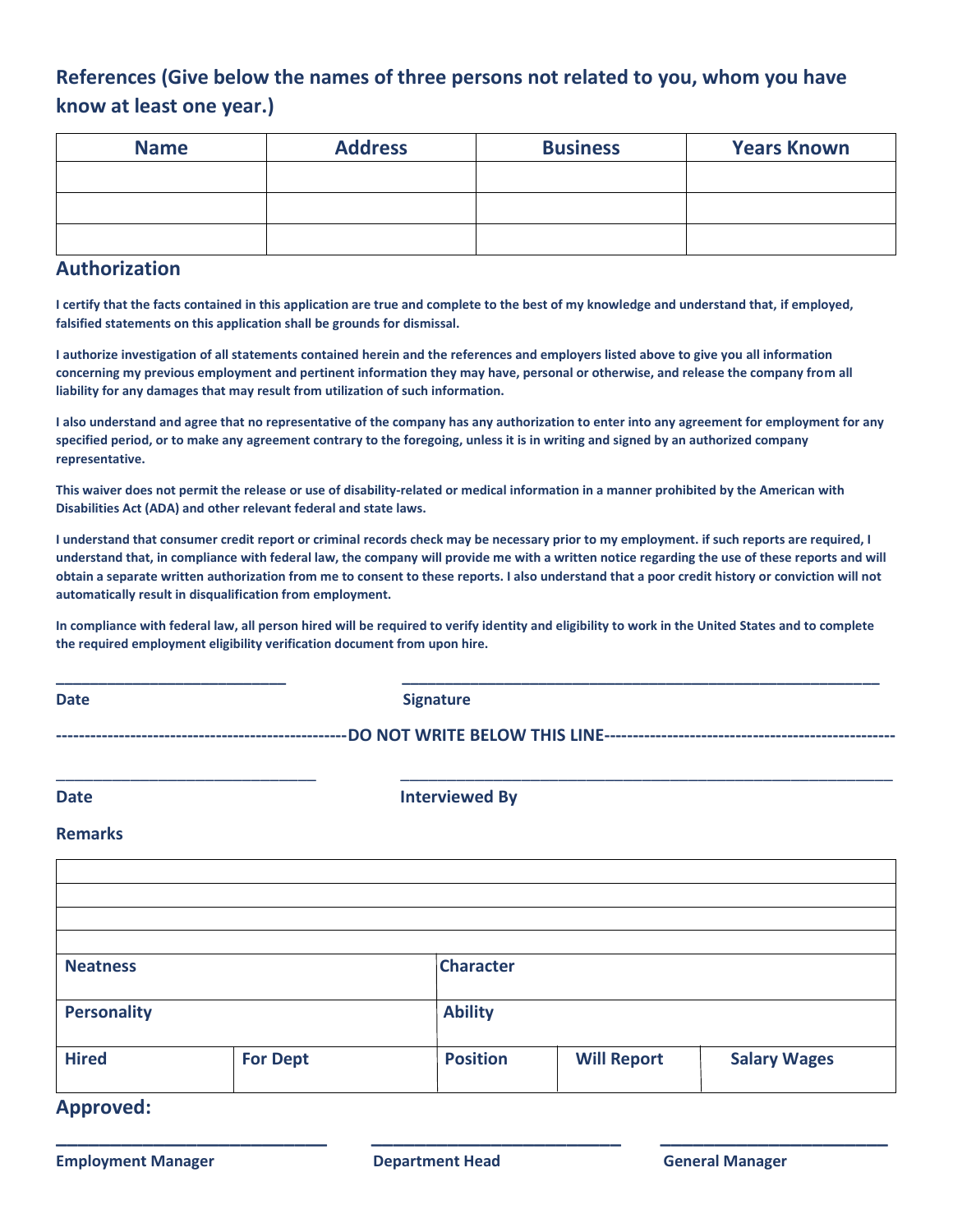## References (Give below the names of three persons not related to you, whom you have know at least one year.)

| Name | Address | Business | Years Known |
|---|---|---|---|
| | | | |
| | | | |
| | | | |

## Authorization

**I certify that the facts contained in this application are true and complete to the best of my knowledge and understand that, if employed, falsified statements on this application shall be grounds for dismissal.**

**I authorize investigation of all statements contained herein and the references and employers listed above to give you all information concerning my previous employment and pertinent information they may have, personal or otherwise, and release the company from all liability for any damages that may result from utilization of such information.**

**I also understand and agree that no representative of the company has any authorization to enter into any agreement for employment for any specified period, or to make any agreement contrary to the foregoing, unless it is in writing and signed by an authorized company representative.**

**This waiver does not permit the release or use of disability-related or medical information in a manner prohibited by the American with Disabilities Act (ADA) and other relevant federal and state laws.**

**I understand that consumer credit report or criminal records check may be necessary prior to my employment. if such reports are required, I understand that, in compliance with federal law, the company will provide me with a written notice regarding the use of these reports and will obtain a separate written authorization from me to consent to these reports. I also understand that a poor credit history or conviction will not automatically result in disqualification from employment.**

**In compliance with federal law, all person hired will be required to verify identity and eligibility to work in the United States and to complete the required employment eligibility verification document from upon hire.**

\_\_\_\_\_\_\_\_\_\_\_\_\_\_\_\_\_\_\_\_\_\_\_\_\_\_ \_\_\_\_\_\_\_\_\_\_\_\_\_\_\_\_\_\_\_\_\_\_\_\_\_\_\_\_\_\_\_\_\_\_\_\_\_\_\_\_\_\_\_\_\_\_\_\_\_\_\_\_\_\_

**Date** **Signature**

**---------------------------------------------------DO NOT WRITE BELOW THIS LINE---------------------------------------------------**

\_\_\_\_\_\_\_\_\_\_\_\_\_\_\_\_\_\_\_\_\_\_\_\_\_\_ \_\_\_\_\_\_\_\_\_\_\_\_\_\_\_\_\_\_\_\_\_\_\_\_\_\_\_\_\_\_\_\_\_\_\_\_\_\_\_\_\_\_\_\_\_\_\_\_\_\_\_\_\_\_

**Date** **Interviewed By**

**Remarks**

| | | | | |
|---|---|---|---|---|
| | | | | |
| | | | | |
| | | | | |
| | | | | |
| **Neatness** | | **Character** | | |
| **Personality** | | **Ability** | | |
| **Hired** | **For Dept** | **Position** | **Will Report** | **Salary Wages** |

## Approved:

\_\_\_\_\_\_\_\_\_\_\_\_\_\_\_\_\_\_\_\_\_\_\_\_\_\_ \_\_\_\_\_\_\_\_\_\_\_\_\_\_\_\_\_\_\_\_\_\_\_\_\_\_ \_\_\_\_\_\_\_\_\_\_\_\_\_\_\_\_\_\_\_\_\_\_\_\_\_\_

**Employment Manager** **Department Head** **General Manager**